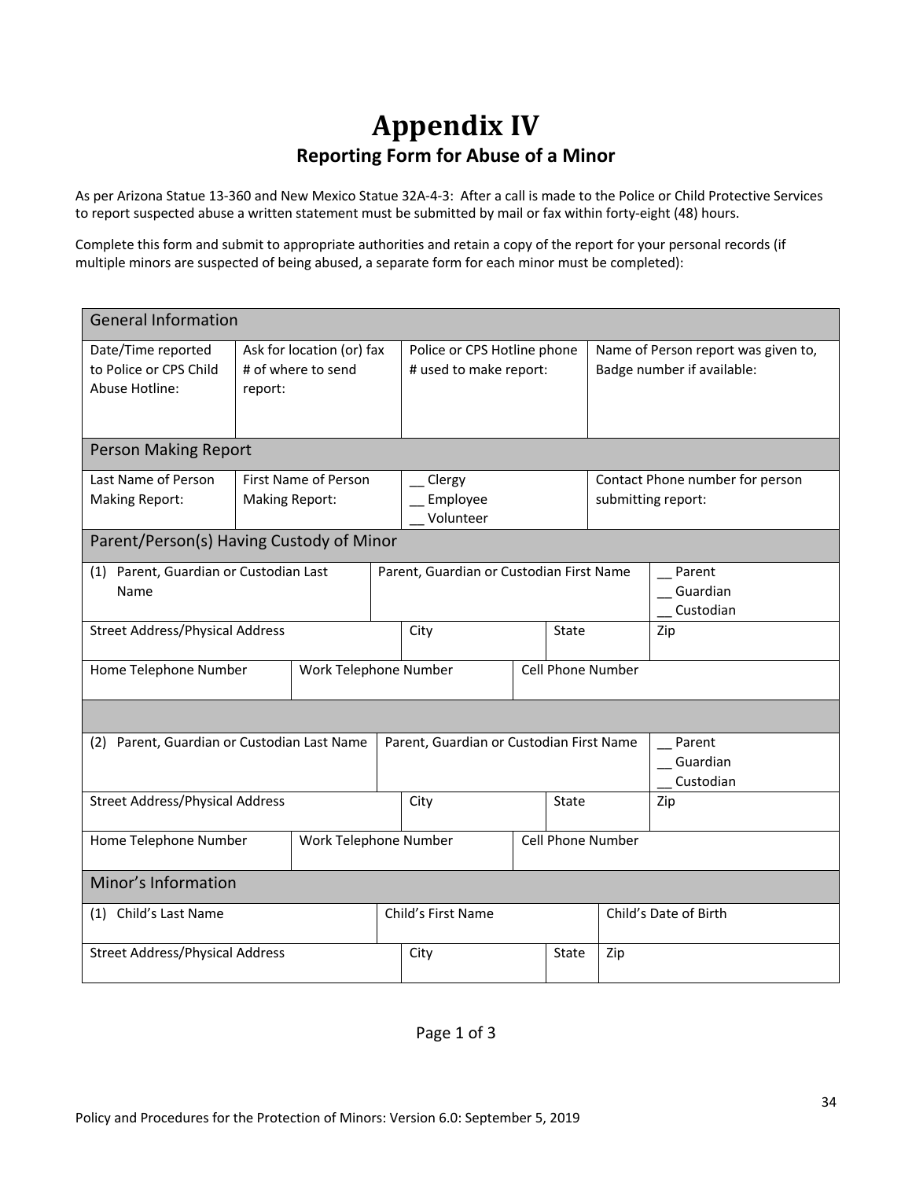# Appendix IV

## Reporting Form for Abuse of a Minor

As per Arizona Statue 13-360 and New Mexico Statue 32A-4-3: After a call is made to the Police or Child Protective Services to report suspected abuse a written statement must be submitted by mail or fax within forty-eight (48) hours.

Complete this form and submit to appropriate authorities and retain a copy of the report for your personal records (if multiple minors are suspected of being abused, a separate form for each minor must be completed):

| General Information | | | |
|---|---|---|---|
| Date/Time reported to Police or CPS Child Abuse Hotline: | Ask for location (or) fax # of where to send report: | Police or CPS Hotline phone # used to make report: | Name of Person report was given to, Badge number if available: |

| Person Making Report | | | |
|---|---|---|---|
| Last Name of Person Making Report: | First Name of Person Making Report: | __ Clergy<br>__ Employee<br>__ Volunteer | Contact Phone number for person submitting report: |

| Parent/Person(s) Having Custody of Minor | | | |
|---|---|---|---|
| (1) Parent, Guardian or Custodian Last Name | Parent, Guardian or Custodian First Name | | __ Parent<br>__ Guardian<br>__ Custodian |
| Street Address/Physical Address | City | State | Zip |
| Home Telephone Number | Work Telephone Number | Cell Phone Number | |
| | | | |
| (2) Parent, Guardian or Custodian Last Name | Parent, Guardian or Custodian First Name | | __ Parent<br>__ Guardian<br>__ Custodian |
| Street Address/Physical Address | City | State | Zip |
| Home Telephone Number | Work Telephone Number | Cell Phone Number | |

| Minor's Information | | | |
|---|---|---|---|
| (1) Child's Last Name | Child's First Name | | Child's Date of Birth |
| Street Address/Physical Address | City | State | Zip |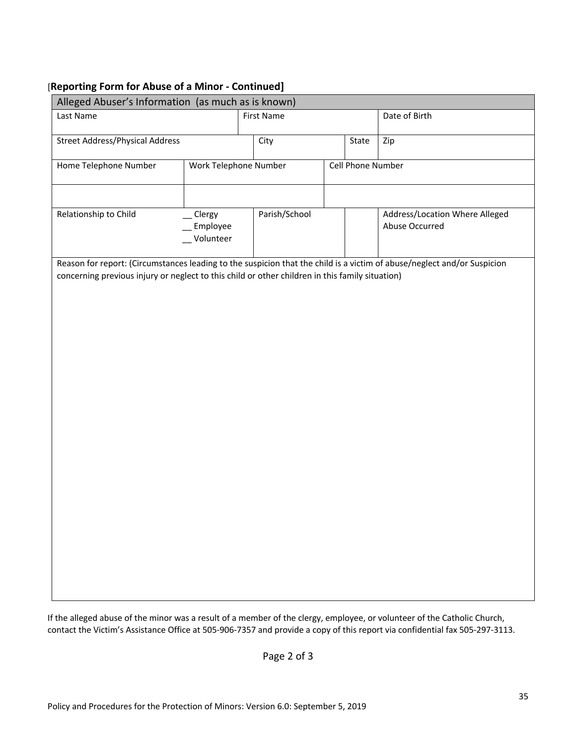[**Reporting Form for Abuse of a Minor - Continued]**

| Alleged Abuser's Information (as much as is known) | | | | | |
|---|---|---|---|---|---|
| Last Name | | First Name | | | Date of Birth |
| Street Address/Physical Address | | City | | State | Zip |
| Home Telephone Number | Work Telephone Number | | Cell Phone Number | | |
| | | | | | |
| Relationship to Child | __ Clergy<br>__ Employee<br>__ Volunteer | Parish/School | | | Address/Location Where Alleged Abuse Occurred |
| Reason for report: (Circumstances leading to the suspicion that the child is a victim of abuse/neglect and/or Suspicion concerning previous injury or neglect to this child or other children in this family situation) | | | | | |

If the alleged abuse of the minor was a result of a member of the clergy, employee, or volunteer of the Catholic Church, contact the Victim's Assistance Office at 505-906-7357 and provide a copy of this report via confidential fax 505-297-3113.

Policy and Procedures for the Protection of Minors: Version 6.0: September 5, 2019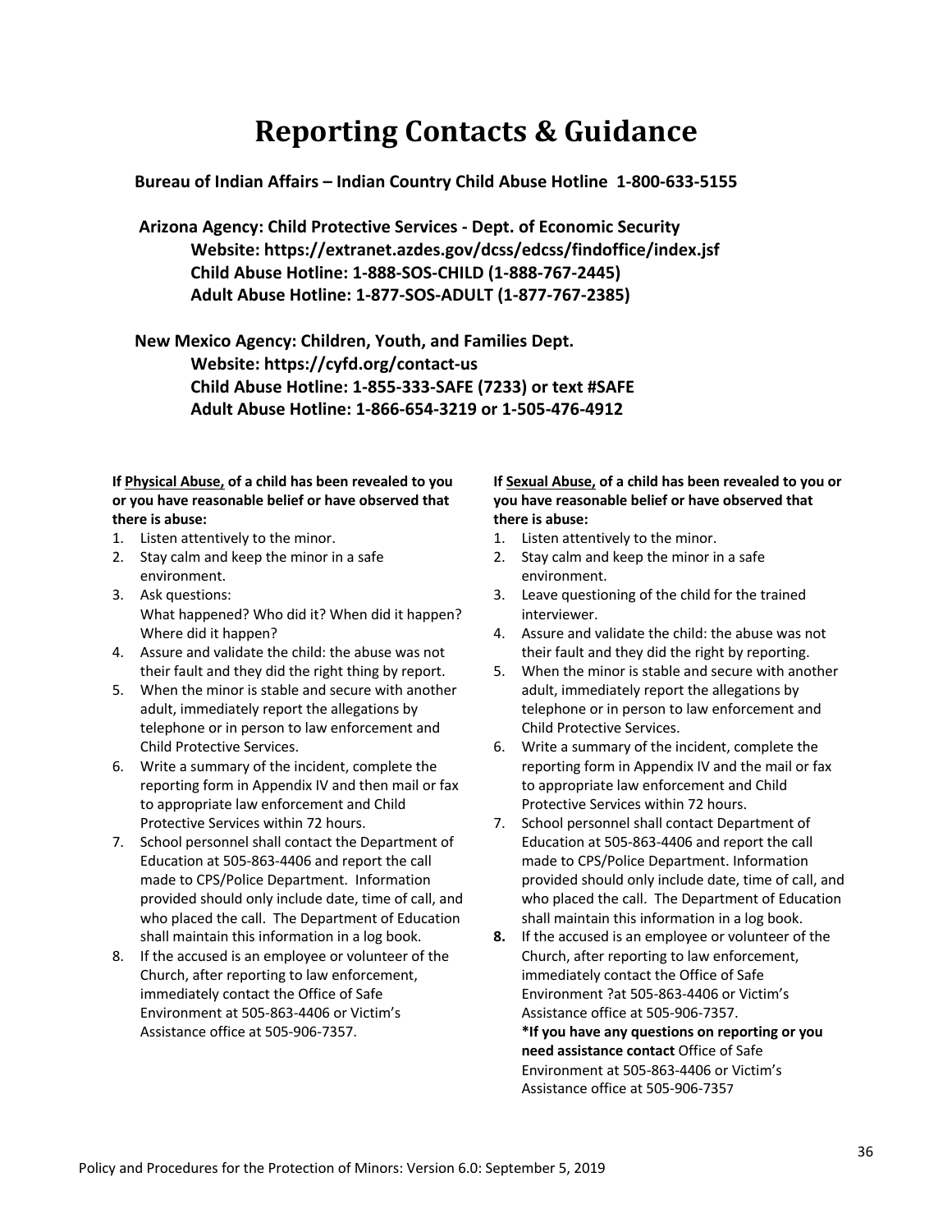# Reporting Contacts & Guidance

**Bureau of Indian Affairs – Indian Country Child Abuse Hotline 1-800-633-5155**

**Arizona Agency: Child Protective Services - Dept. of Economic Security**
**Website: https://extranet.azdes.gov/dcss/edcss/findoffice/index.jsf**
**Child Abuse Hotline: 1-888-SOS-CHILD (1-888-767-2445)**
**Adult Abuse Hotline: 1-877-SOS-ADULT (1-877-767-2385)**

**New Mexico Agency: Children, Youth, and Families Dept.**
**Website: https://cyfd.org/contact-us**
**Child Abuse Hotline: 1-855-333-SAFE (7233) or text #SAFE**
**Adult Abuse Hotline: 1-866-654-3219 or 1-505-476-4912**

**If <u>Physical Abuse,</u> of a child has been revealed to you or you have reasonable belief or have observed that there is abuse:**

1. Listen attentively to the minor.
2. Stay calm and keep the minor in a safe environment.
3. Ask questions:
   What happened? Who did it? When did it happen? Where did it happen?
4. Assure and validate the child: the abuse was not their fault and they did the right thing by report.
5. When the minor is stable and secure with another adult, immediately report the allegations by telephone or in person to law enforcement and Child Protective Services.
6. Write a summary of the incident, complete the reporting form in Appendix IV and then mail or fax to appropriate law enforcement and Child Protective Services within 72 hours.
7. School personnel shall contact the Department of Education at 505-863-4406 and report the call made to CPS/Police Department. Information provided should only include date, time of call, and who placed the call. The Department of Education shall maintain this information in a log book.
8. If the accused is an employee or volunteer of the Church, after reporting to law enforcement, immediately contact the Office of Safe Environment at 505-863-4406 or Victim's Assistance office at 505-906-7357.

**If <u>Sexual Abuse,</u> of a child has been revealed to you or you have reasonable belief or have observed that there is abuse:**

1. Listen attentively to the minor.
2. Stay calm and keep the minor in a safe environment.
3. Leave questioning of the child for the trained interviewer.
4. Assure and validate the child: the abuse was not their fault and they did the right by reporting.
5. When the minor is stable and secure with another adult, immediately report the allegations by telephone or in person to law enforcement and Child Protective Services.
6. Write a summary of the incident, complete the reporting form in Appendix IV and the mail or fax to appropriate law enforcement and Child Protective Services within 72 hours.
7. School personnel shall contact Department of Education at 505-863-4406 and report the call made to CPS/Police Department. Information provided should only include date, time of call, and who placed the call. The Department of Education shall maintain this information in a log book.
8. If the accused is an employee or volunteer of the Church, after reporting to law enforcement, immediately contact the Office of Safe Environment ?at 505-863-4406 or Victim's Assistance office at 505-906-7357.
   **\*If you have any questions on reporting or you need assistance contact** Office of Safe Environment at 505-863-4406 or Victim's Assistance office at 505-906-7357

Policy and Procedures for the Protection of Minors: Version 6.0: September 5, 2019